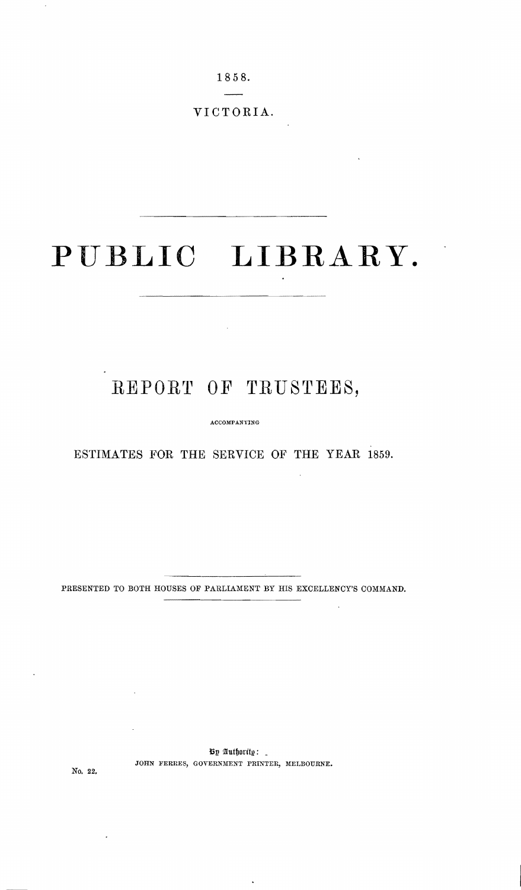1858.

VICTORIA.

# PUBLIC LIBRARY.

## REPORT OF TRUSTEES,

ACCOMPANYING

ESTIMATES FOR THE SERVICE OF THE YEAR 1859.

PRESENTED TO BOTH HOUSES OF PARLIAMENT BY HIS EXCELLENCY'S COMMAND.

By Authority:

JOHN FERRES, GOVERNMENT PRINTER, MELBOURNE.

No. 22.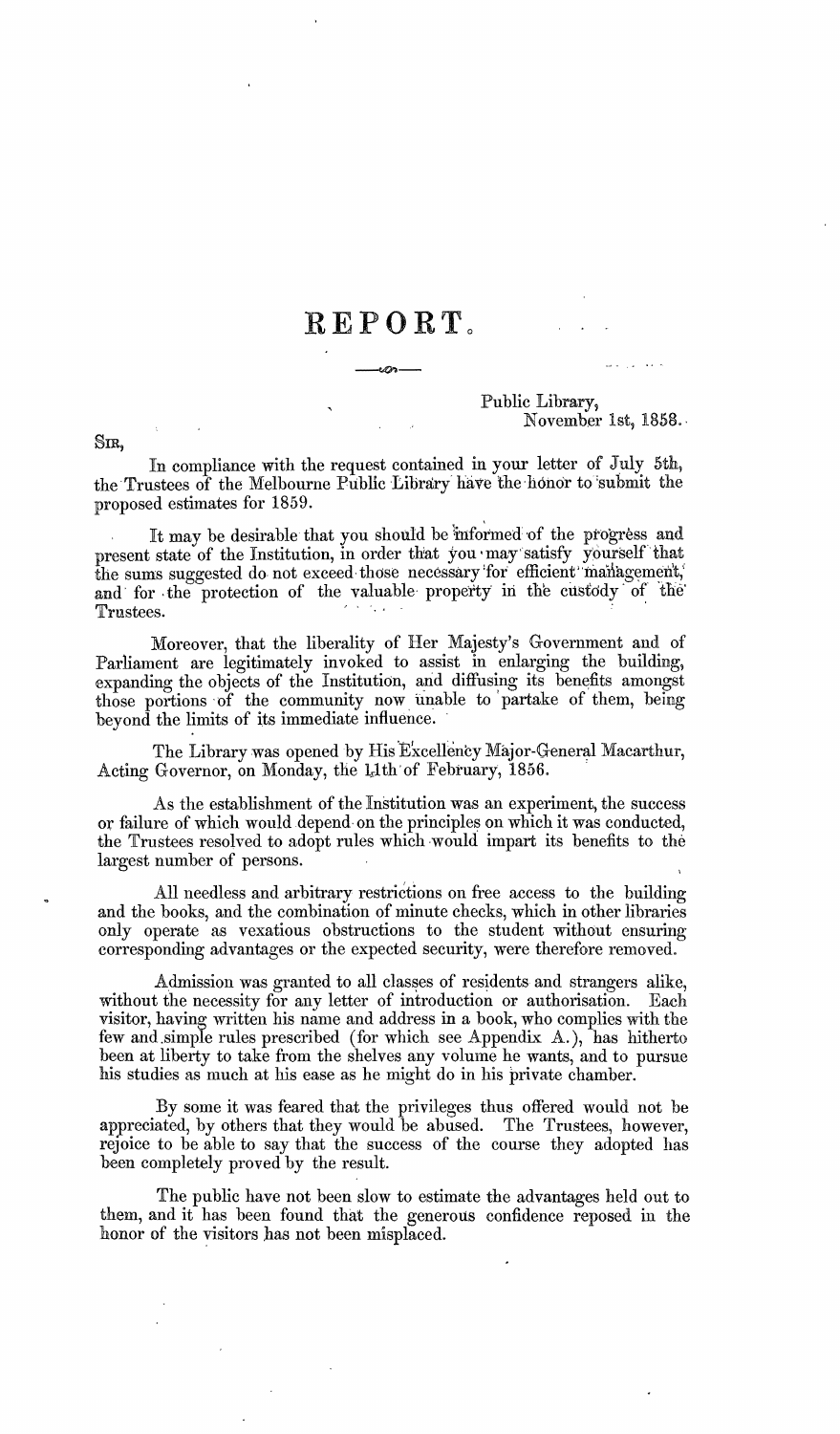# REPORT.

Public Library,
November 1st, 1858.

SIR,

In compliance with the request contained in your letter of July 5th, the Trustees of the Melbourne Public Library have the honor to submit the proposed estimates for 1859.

It may be desirable that you should be informed of the progress and present state of the Institution, in order that you may satisfy yourself that the sums suggested do not exceed those necessary for efficient management, and for the protection of the valuable property in the custody of the Trustees.

Moreover, that the liberality of Her Majesty's Government and of Parliament are legitimately invoked to assist in enlarging the building, expanding the objects of the Institution, and diffusing its benefits amongst those portions of the community now unable to partake of them, being beyond the limits of its immediate influence.

The Library was opened by His Excellency Major-General Macarthur, Acting Governor, on Monday, the 11th of February, 1856.

As the establishment of the Institution was an experiment, the success or failure of which would depend on the principles on which it was conducted, the Trustees resolved to adopt rules which would impart its benefits to the largest number of persons.

All needless and arbitrary restrictions on free access to the building and the books, and the combination of minute checks, which in other libraries only operate as vexatious obstructions to the student without ensuring corresponding advantages or the expected security, were therefore removed.

Admission was granted to all classes of residents and strangers alike, without the necessity for any letter of introduction or authorisation. Each visitor, having written his name and address in a book, who complies with the few and simple rules prescribed (for which see Appendix A.), has hitherto been at liberty to take from the shelves any volume he wants, and to pursue his studies as much at his ease as he might do in his private chamber.

By some it was feared that the privileges thus offered would not be appreciated, by others that they would be abused. The Trustees, however, rejoice to be able to say that the success of the course they adopted has been completely proved by the result.

The public have not been slow to estimate the advantages held out to them, and it has been found that the generous confidence reposed in the honor of the visitors has not been misplaced.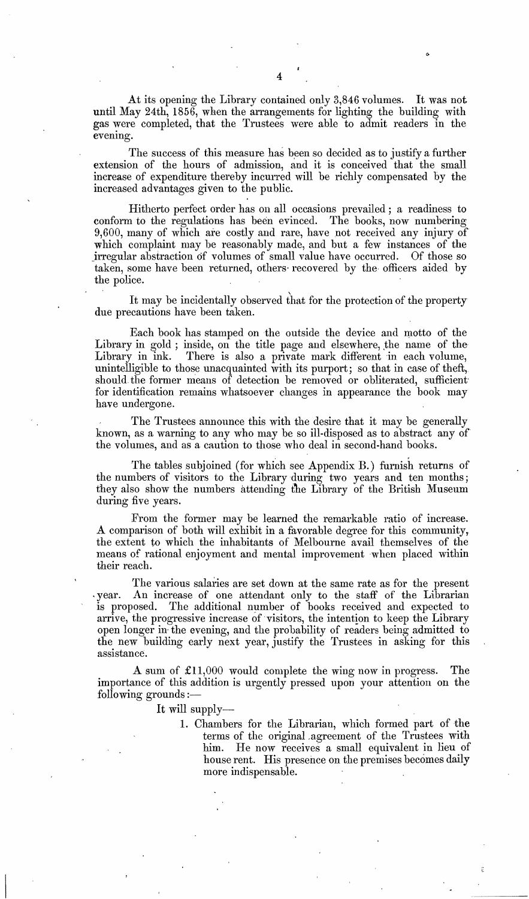At its opening the Library contained only 3,846 volumes. It was not until May 24th, 1856, when the arrangements for lighting the building with gas were completed, that the Trustees were able to admit readers in the evening.

The success of this measure has been so decided as to justify a further extension of the hours of admission, and it is conceived that the small increase of expenditure thereby incurred will be richly compensated by the increased advantages given to the public.

Hitherto perfect order has on all occasions prevailed; a readiness to conform to the regulations has been evinced. The books, now numbering 9,600, many of which are costly and rare, have not received any injury of which complaint may be reasonably made, and but a few instances of the irregular abstraction of volumes of small value have occurred. Of those so taken, some have been returned, others recovered by the officers aided by the police.

It may be incidentally observed that for the protection of the property due precautions have been taken.

Each book has stamped on the outside the device and motto of the Library in gold; inside, on the title page and elsewhere, the name of the Library in ink. There is also a private mark different in each volume, unintelligible to those unacquainted with its purport; so that in case of theft, should the former means of detection be removed or obliterated, sufficient for identification remains whatsoever changes in appearance the book may have undergone.

The Trustees announce this with the desire that it may be generally known, as a warning to any who may be so ill-disposed as to abstract any of the volumes, and as a caution to those who deal in second-hand books.

The tables subjoined (for which see Appendix B.) furnish returns of the numbers of visitors to the Library during two years and ten months; they also show the numbers attending the Library of the British Museum during five years.

From the former may be learned the remarkable ratio of increase. A comparison of both will exhibit in a favorable degree for this community, the extent to which the inhabitants of Melbourne avail themselves of the means of rational enjoyment and mental improvement when placed within their reach.

The various salaries are set down at the same rate as for the present year. An increase of one attendant only to the staff of the Librarian is proposed. The additional number of books received and expected to arrive, the progressive increase of visitors, the intention to keep the Library open longer in the evening, and the probability of readers being admitted to the new building early next year, justify the Trustees in asking for this assistance.

A sum of £11,000 would complete the wing now in progress. The importance of this addition is urgently pressed upon your attention on the following grounds:—

It will supply—

1. Chambers for the Librarian, which formed part of the terms of the original agreement of the Trustees with him. He now receives a small equivalent in lieu of house rent. His presence on the premises becomes daily more indispensable.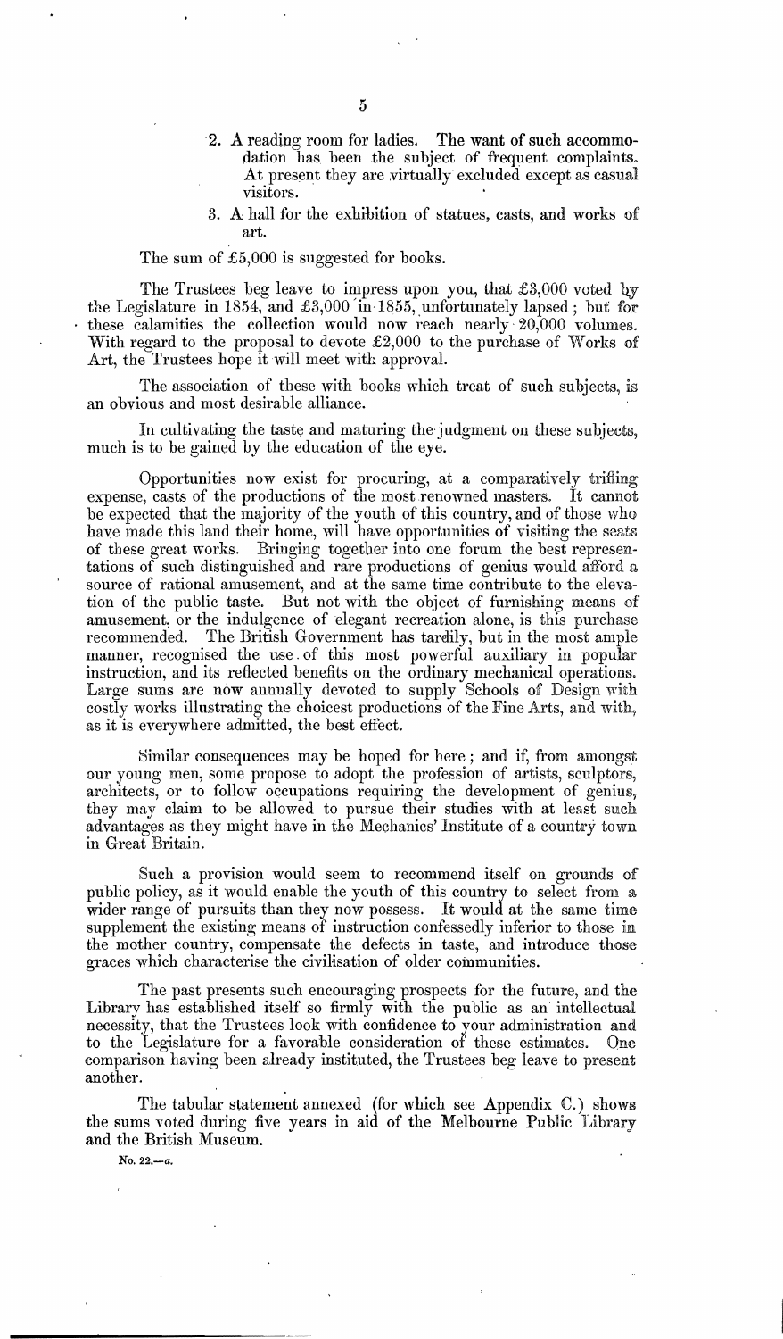2. A reading room for ladies. The want of such accommodation has been the subject of frequent complaints. At present they are virtually excluded except as casual visitors.
3. A hall for the exhibition of statues, casts, and works of art.

The sum of £5,000 is suggested for books.

The Trustees beg leave to impress upon you, that £3,000 voted by the Legislature in 1854, and £3,000 in 1855, unfortunately lapsed; but for these calamities the collection would now reach nearly 20,000 volumes. With regard to the proposal to devote £2,000 to the purchase of Works of Art, the Trustees hope it will meet with approval.

The association of these with books which treat of such subjects, is an obvious and most desirable alliance.

In cultivating the taste and maturing the judgment on these subjects, much is to be gained by the education of the eye.

Opportunities now exist for procuring, at a comparatively trifling expense, casts of the productions of the most renowned masters. It cannot be expected that the majority of the youth of this country, and of those who have made this land their home, will have opportunities of visiting the seats of these great works. Bringing together into one forum the best representations of such distinguished and rare productions of genius would afford a source of rational amusement, and at the same time contribute to the elevation of the public taste. But not with the object of furnishing means of amusement, or the indulgence of elegant recreation alone, is this purchase recommended. The British Government has tardily, but in the most ample manner, recognised the use of this most powerful auxiliary in popular instruction, and its reflected benefits on the ordinary mechanical operations. Large sums are now annually devoted to supply Schools of Design with costly works illustrating the choicest productions of the Fine Arts, and with, as it is everywhere admitted, the best effect.

Similar consequences may be hoped for here; and if, from amongst our young men, some propose to adopt the profession of artists, sculptors, architects, or to follow occupations requiring the development of genius, they may claim to be allowed to pursue their studies with at least such advantages as they might have in the Mechanics' Institute of a country town in Great Britain.

Such a provision would seem to recommend itself on grounds of public policy, as it would enable the youth of this country to select from a wider range of pursuits than they now possess. It would at the same time supplement the existing means of instruction confessedly inferior to those in the mother country, compensate the defects in taste, and introduce those graces which characterise the civilisation of older communities.

The past presents such encouraging prospects for the future, and the Library has established itself so firmly with the public as an intellectual necessity, that the Trustees look with confidence to your administration and to the Legislature for a favorable consideration of these estimates. One comparison having been already instituted, the Trustees beg leave to present another.

The tabular statement annexed (for which see Appendix C.) shows the sums voted during five years in aid of the Melbourne Public Library and the British Museum.

No. 22.—*a*.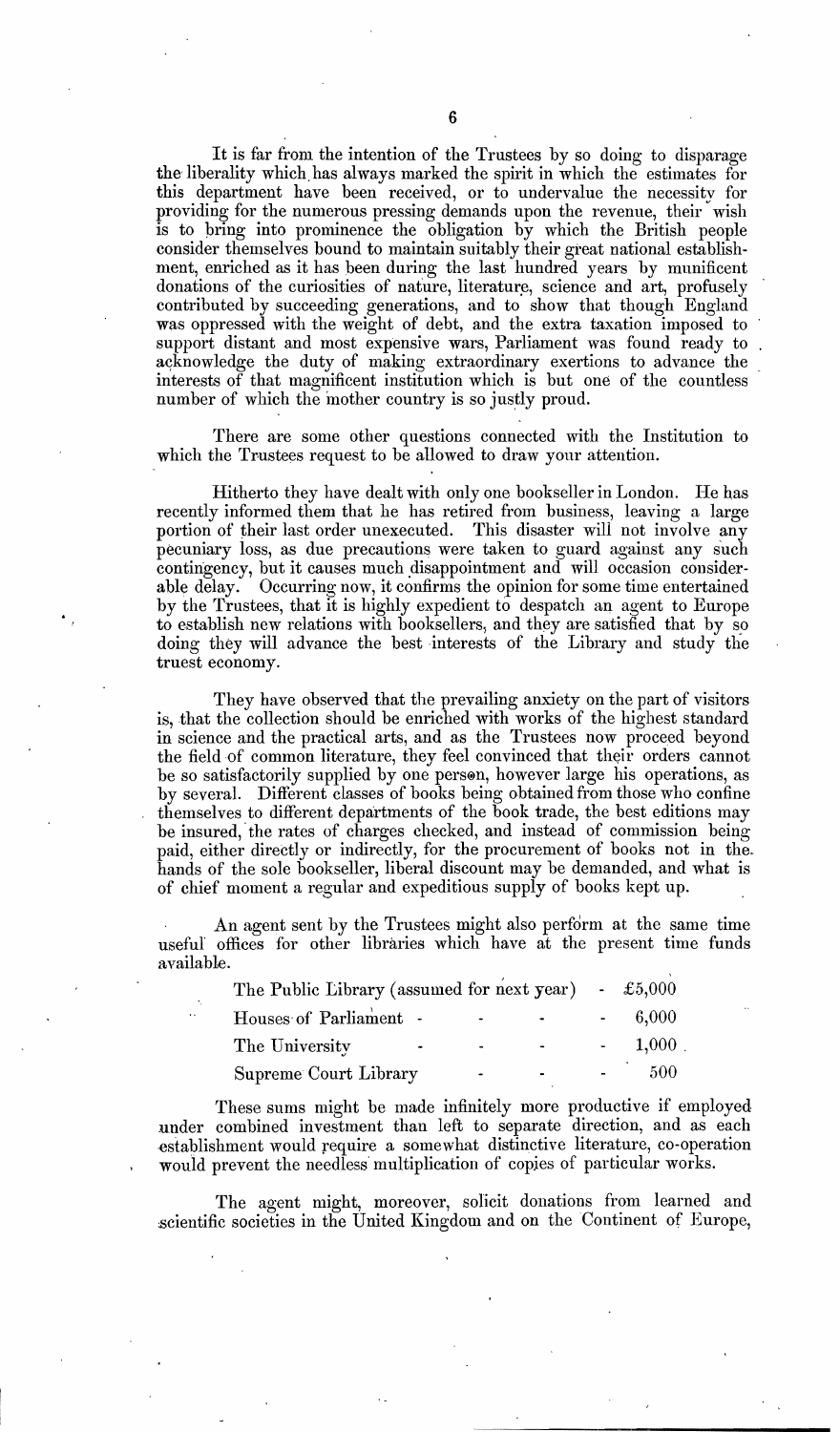It is far from the intention of the Trustees by so doing to disparage the liberality which has always marked the spirit in which the estimates for this department have been received, or to undervalue the necessity for providing for the numerous pressing demands upon the revenue, their wish is to bring into prominence the obligation by which the British people consider themselves bound to maintain suitably their great national establishment, enriched as it has been during the last hundred years by munificent donations of the curiosities of nature, literature, science and art, profusely contributed by succeeding generations, and to show that though England was oppressed with the weight of debt, and the extra taxation imposed to support distant and most expensive wars, Parliament was found ready to acknowledge the duty of making extraordinary exertions to advance the interests of that magnificent institution which is but one of the countless number of which the mother country is so justly proud.

There are some other questions connected with the Institution to which the Trustees request to be allowed to draw your attention.

Hitherto they have dealt with only one bookseller in London. He has recently informed them that he has retired from business, leaving a large portion of their last order unexecuted. This disaster will not involve any pecuniary loss, as due precautions were taken to guard against any such contingency, but it causes much disappointment and will occasion considerable delay. Occurring now, it confirms the opinion for some time entertained by the Trustees, that it is highly expedient to despatch an agent to Europe to establish new relations with booksellers, and they are satisfied that by so doing they will advance the best interests of the Library and study the truest economy.

They have observed that the prevailing anxiety on the part of visitors is, that the collection should be enriched with works of the highest standard in science and the practical arts, and as the Trustees now proceed beyond the field of common literature, they feel convinced that their orders cannot be so satisfactorily supplied by one person, however large his operations, as by several. Different classes of books being obtained from those who confine themselves to different departments of the book trade, the best editions may be insured, the rates of charges checked, and instead of commission being paid, either directly or indirectly, for the procurement of books not in the hands of the sole bookseller, liberal discount may be demanded, and what is of chief moment a regular and expeditious supply of books kept up.

An agent sent by the Trustees might also perform at the same time useful offices for other libraries which have at the present time funds available.

| | |
|---|---|
| The Public Library (assumed for next year) | £5,000 |
| Houses of Parliament | 6,000 |
| The University | 1,000 |
| Supreme Court Library | 500 |

These sums might be made infinitely more productive if employed under combined investment than left to separate direction, and as each establishment would require a somewhat distinctive literature, co-operation would prevent the needless multiplication of copies of particular works.

The agent might, moreover, solicit donations from learned and scientific societies in the United Kingdom and on the Continent of Europe,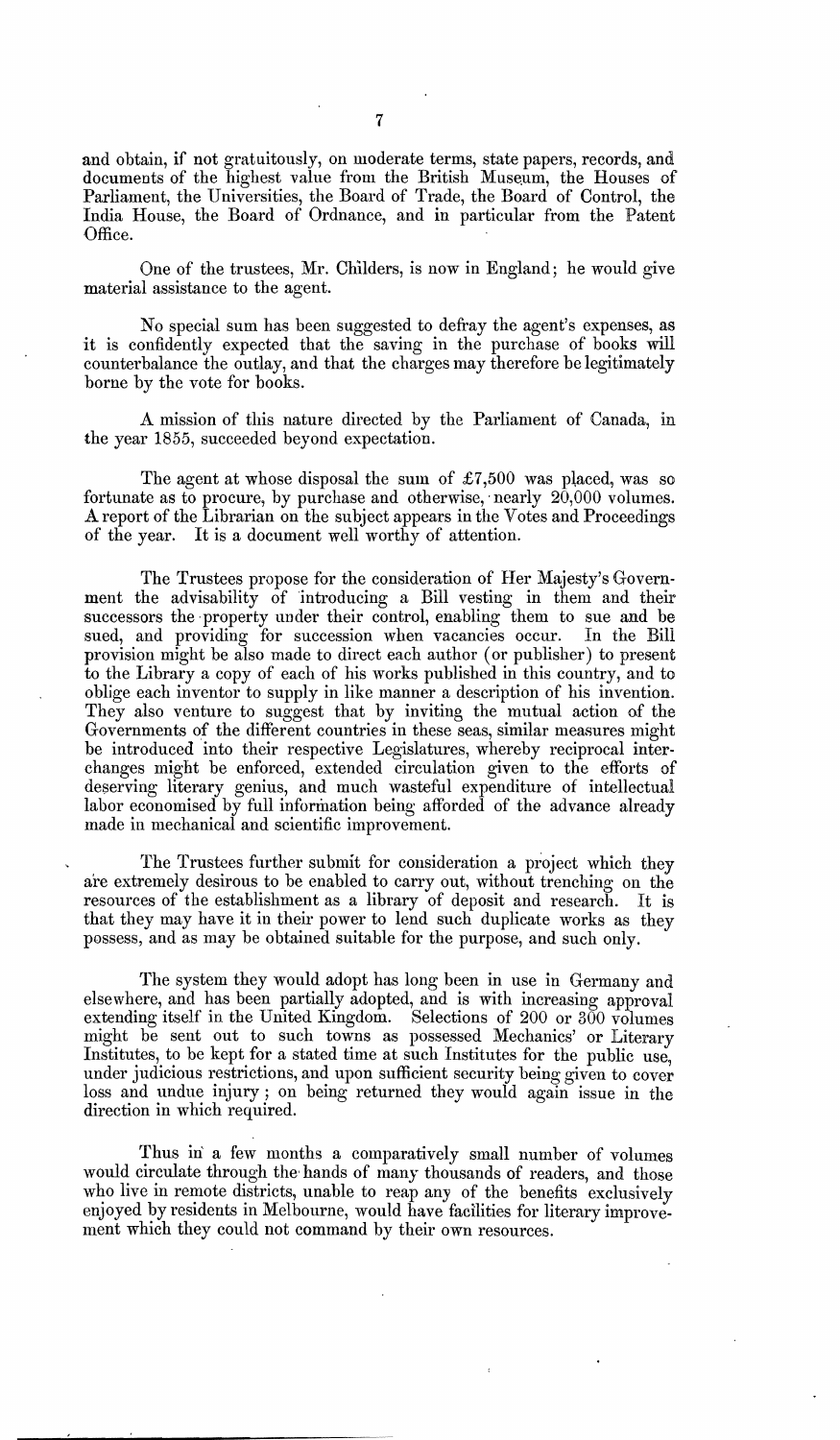and obtain, if not gratuitously, on moderate terms, state papers, records, and documents of the highest value from the British Museum, the Houses of Parliament, the Universities, the Board of Trade, the Board of Control, the India House, the Board of Ordnance, and in particular from the Patent Office.

One of the trustees, Mr. Childers, is now in England; he would give material assistance to the agent.

No special sum has been suggested to defray the agent's expenses, as it is confidently expected that the saving in the purchase of books will counterbalance the outlay, and that the charges may therefore be legitimately borne by the vote for books.

A mission of this nature directed by the Parliament of Canada, in the year 1855, succeeded beyond expectation.

The agent at whose disposal the sum of £7,500 was placed, was so fortunate as to procure, by purchase and otherwise, nearly 20,000 volumes. A report of the Librarian on the subject appears in the Votes and Proceedings of the year. It is a document well worthy of attention.

The Trustees propose for the consideration of Her Majesty's Government the advisability of introducing a Bill vesting in them and their successors the property under their control, enabling them to sue and be sued, and providing for succession when vacancies occur. In the Bill provision might be also made to direct each author (or publisher) to present to the Library a copy of each of his works published in this country, and to oblige each inventor to supply in like manner a description of his invention. They also venture to suggest that by inviting the mutual action of the Governments of the different countries in these seas, similar measures might be introduced into their respective Legislatures, whereby reciprocal interchanges might be enforced, extended circulation given to the efforts of deserving literary genius, and much wasteful expenditure of intellectual labor economised by full information being afforded of the advance already made in mechanical and scientific improvement.

The Trustees further submit for consideration a project which they are extremely desirous to be enabled to carry out, without trenching on the resources of the establishment as a library of deposit and research. It is that they may have it in their power to lend such duplicate works as they possess, and as may be obtained suitable for the purpose, and such only.

The system they would adopt has long been in use in Germany and elsewhere, and has been partially adopted, and is with increasing approval extending itself in the United Kingdom. Selections of 200 or 300 volumes might be sent out to such towns as possessed Mechanics' or Literary Institutes, to be kept for a stated time at such Institutes for the public use, under judicious restrictions, and upon sufficient security being given to cover loss and undue injury; on being returned they would again issue in the direction in which required.

Thus in a few months a comparatively small number of volumes would circulate through the hands of many thousands of readers, and those who live in remote districts, unable to reap any of the benefits exclusively enjoyed by residents in Melbourne, would have facilities for literary improvement which they could not command by their own resources.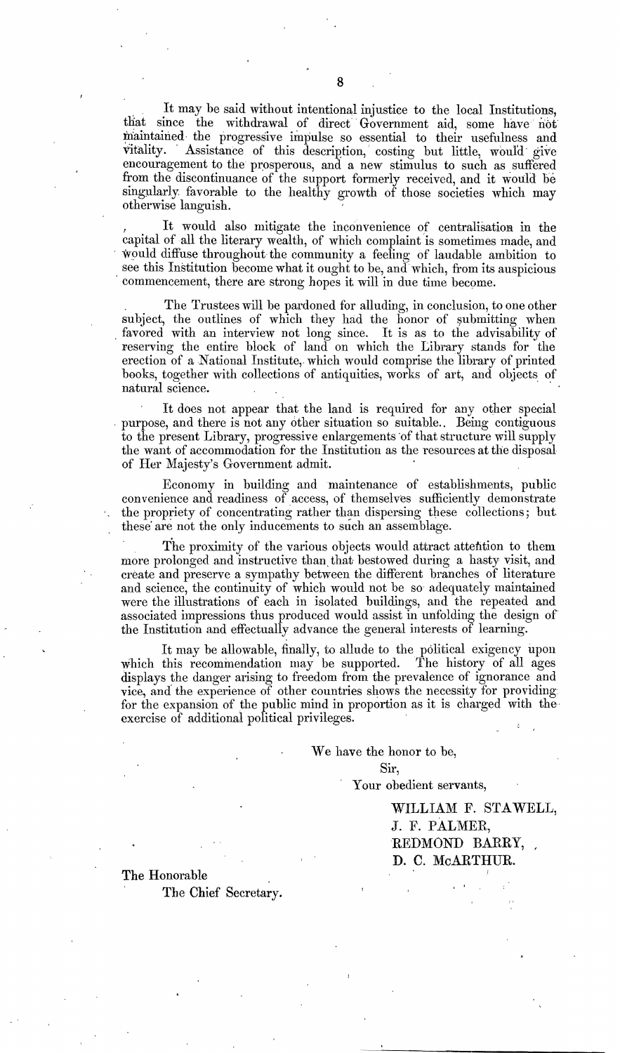It may be said without intentional injustice to the local Institutions, that since the withdrawal of direct Government aid, some have not maintained the progressive impulse so essential to their usefulness and vitality. Assistance of this description, costing but little, would give encouragement to the prosperous, and a new stimulus to such as suffered from the discontinuance of the support formerly received, and it would be singularly favorable to the healthy growth of those societies which may otherwise languish.

It would also mitigate the inconvenience of centralisation in the capital of all the literary wealth, of which complaint is sometimes made, and would diffuse throughout the community a feeling of laudable ambition to see this Institution become what it ought to be, and which, from its auspicious commencement, there are strong hopes it will in due time become.

The Trustees will be pardoned for alluding, in conclusion, to one other subject, the outlines of which they had the honor of submitting when favored with an interview not long since. It is as to the advisability of reserving the entire block of land on which the Library stands for the erection of a National Institute, which would comprise the library of printed books, together with collections of antiquities, works of art, and objects of natural science.

It does not appear that the land is required for any other special purpose, and there is not any other situation so suitable. Being contiguous to the present Library, progressive enlargements of that structure will supply the want of accommodation for the Institution as the resources at the disposal of Her Majesty's Government admit.

Economy in building and maintenance of establishments, public convenience and readiness of access, of themselves sufficiently demonstrate the propriety of concentrating rather than dispersing these collections; but these are not the only inducements to such an assemblage.

The proximity of the various objects would attract attention to them more prolonged and instructive than that bestowed during a hasty visit, and create and preserve a sympathy between the different branches of literature and science, the continuity of which would not be so adequately maintained were the illustrations of each in isolated buildings, and the repeated and associated impressions thus produced would assist in unfolding the design of the Institution and effectually advance the general interests of learning.

It may be allowable, finally, to allude to the political exigency upon which this recommendation may be supported. The history of all ages displays the danger arising to freedom from the prevalence of ignorance and vice, and the experience of other countries shows the necessity for providing for the expansion of the public mind in proportion as it is charged with the exercise of additional political privileges.

We have the honor to be,

Sir,

Your obedient servants,

WILLIAM F. STAWELL,
J. F. PALMER,
REDMOND BARRY,
D. C. McARTHUR.

The Honorable
The Chief Secretary.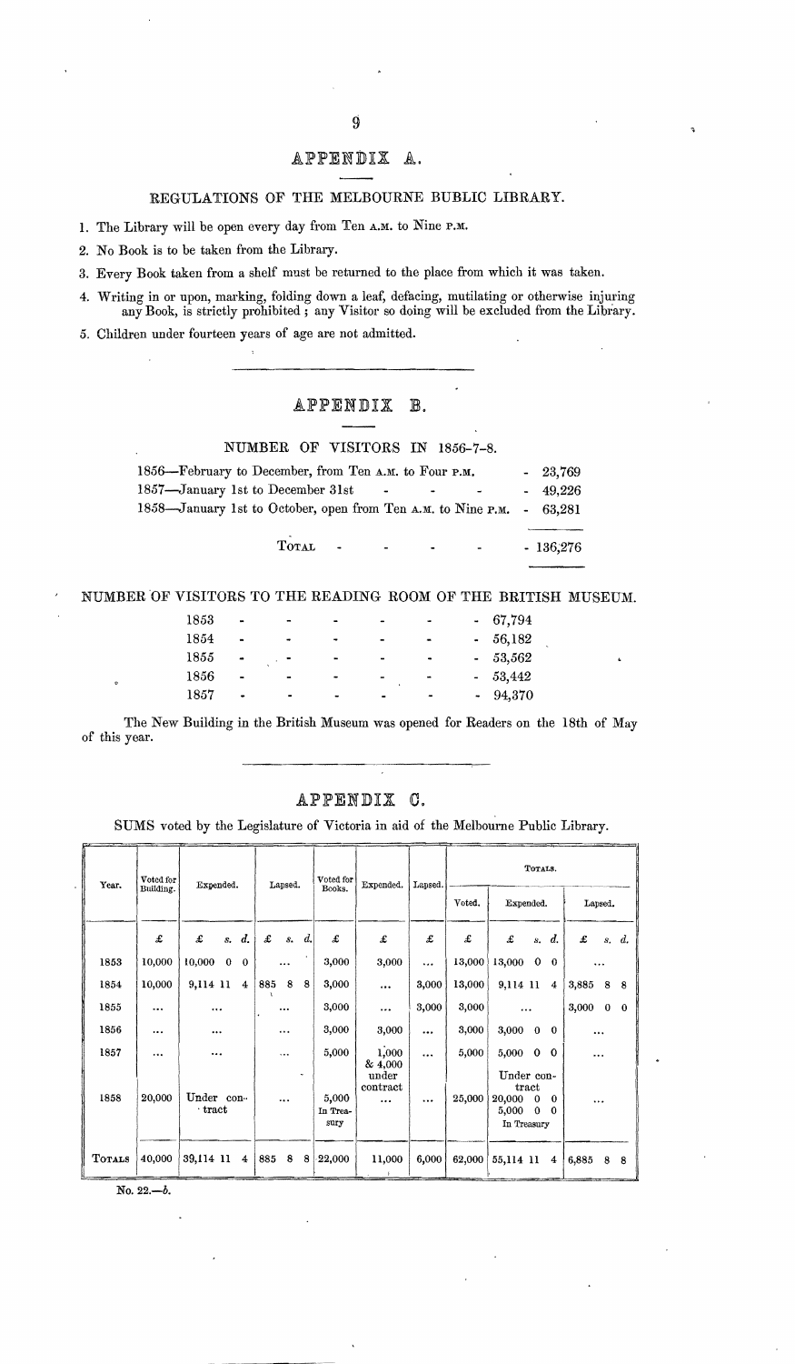# APPENDIX A.

## REGULATIONS OF THE MELBOURNE BUBLIC LIBRARY.

1. The Library will be open every day from Ten A.M. to Nine P.M.
2. No Book is to be taken from the Library.
3. Every Book taken from a shelf must be returned to the place from which it was taken.
4. Writing in or upon, marking, folding down a leaf, defacing, mutilating or otherwise injuring any Book, is strictly prohibited; any Visitor so doing will be excluded from the Library.
5. Children under fourteen years of age are not admitted.

# APPENDIX B.

## NUMBER OF VISITORS IN 1856-7-8.

| | |
|---|---|
| 1856—February to December, from Ten A.M. to Four P.M. | 23,769 |
| 1857—January 1st to December 31st | 49,226 |
| 1858—January 1st to October, open from Ten A.M. to Nine P.M. | 63,281 |
| TOTAL | 136,276 |

## NUMBER OF VISITORS TO THE READING ROOM OF THE BRITISH MUSEUM.

| | |
|---|---|
| 1853 | 67,794 |
| 1854 | 56,182 |
| 1855 | 53,562 |
| 1856 | 53,442 |
| 1857 | 94,370 |

The New Building in the British Museum was opened for Readers on the 18th of May of this year.

# APPENDIX C.

SUMS voted by the Legislature of Victoria in aid of the Melbourne Public Library.

| Year. | Voted for Building. | Expended. | Lapsed. | Voted for Books. | Expended. | Lapsed. | TOTALS. | | |
|---|---|---|---|---|---|---|---|---|---|
| | | | | | | | Voted. | Expended. | Lapsed. |
| | £ | £ s. d. | £ s. d. | £ | £ | £ | £ | £ s. d. | £ s. d. |
| 1853 | 10,000 | 10,000 0 0 | ... | 3,000 | 3,000 | ... | 13,000 | 13,000 0 0 | ... |
| 1854 | 10,000 | 9,114 11 4 | 885 8 8 | 3,000 | ... | 3,000 | 13,000 | 9,114 11 4 | 3,885 8 8 |
| 1855 | ... | ... | ... | 3,000 | ... | 3,000 | 3,000 | ... | 3,000 0 0 |
| 1856 | ... | ... | ... | 3,000 | 3,000 | ... | 3,000 | 3,000 0 0 | ... |
| 1857 | ... | ... | ... | 5,000 | 1,000 & 4,000 under contract | ... | 5,000 | 5,000 0 0 | ... |
| 1858 | 20,000 | Under contract | ... | 5,000 In Treasury | ... | ... | 25,000 | Under contract 20,000 0 0 5,000 0 0 In Treasury | ... |
| TOTALS | 40,000 | 39,114 11 4 | 885 8 8 | 22,000 | 11,000 | 6,000 | 62,000 | 55,114 11 4 | 6,885 8 8 |

No. 22.—*b*.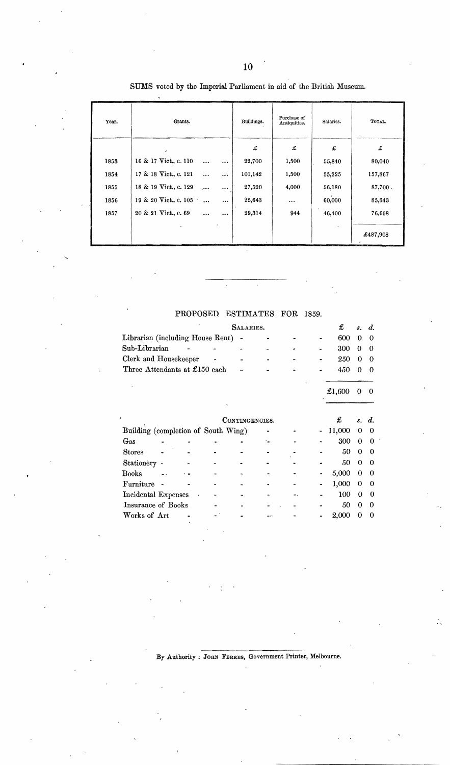SUMS voted by the Imperial Parliament in aid of the British Museum.

| Year. | Grants. | Buildings. | Purchase of Antiquities. | Salaries. | TOTAL. |
|---|---|---|---|---|---|
| | | £ | £ | £ | £ |
| 1853 | 16 & 17 Vict., c. 110 ... ... | 22,700 | 1,500 | 55,840 | 80,040 |
| 1854 | 17 & 18 Vict., c. 121 ... ... | 101,142 | 1,500 | 55,225 | 157,867 |
| 1855 | 18 & 19 Vict., c. 129 ... ... | 27,520 | 4,000 | 56,180 | 87,700 |
| 1856 | 19 & 20 Vict., c. 105 ... ... | 25,643 | ... | 60,000 | 85,643 |
| 1857 | 20 & 21 Vict., c. 69 ... ... | 29,314 | 944 | 46,400 | 76,658 |
| | | | | | £487,908 |

---

## PROPOSED ESTIMATES FOR 1859.

| SALARIES. | £ | s. | d. |
|---|---|---|---|
| Librarian (including House Rent) | 600 | 0 | 0 |
| Sub-Librarian | 300 | 0 | 0 |
| Clerk and Housekeeper | 250 | 0 | 0 |
| Three Attendants at £150 each | 450 | 0 | 0 |
| | £1,600 | 0 | 0 |

| CONTINGENCIES. | £ | s. | d. |
|---|---|---|---|
| Building (completion of South Wing) | 11,000 | 0 | 0 |
| Gas | 300 | 0 | 0 |
| Stores | 50 | 0 | 0 |
| Stationery | 50 | 0 | 0 |
| Books | 5,000 | 0 | 0 |
| Furniture | 1,000 | 0 | 0 |
| Incidental Expenses | 100 | 0 | 0 |
| Insurance of Books | 50 | 0 | 0 |
| Works of Art | 2,000 | 0 | 0 |

By Authority : JOHN FERRES, Government Printer, Melbourne.